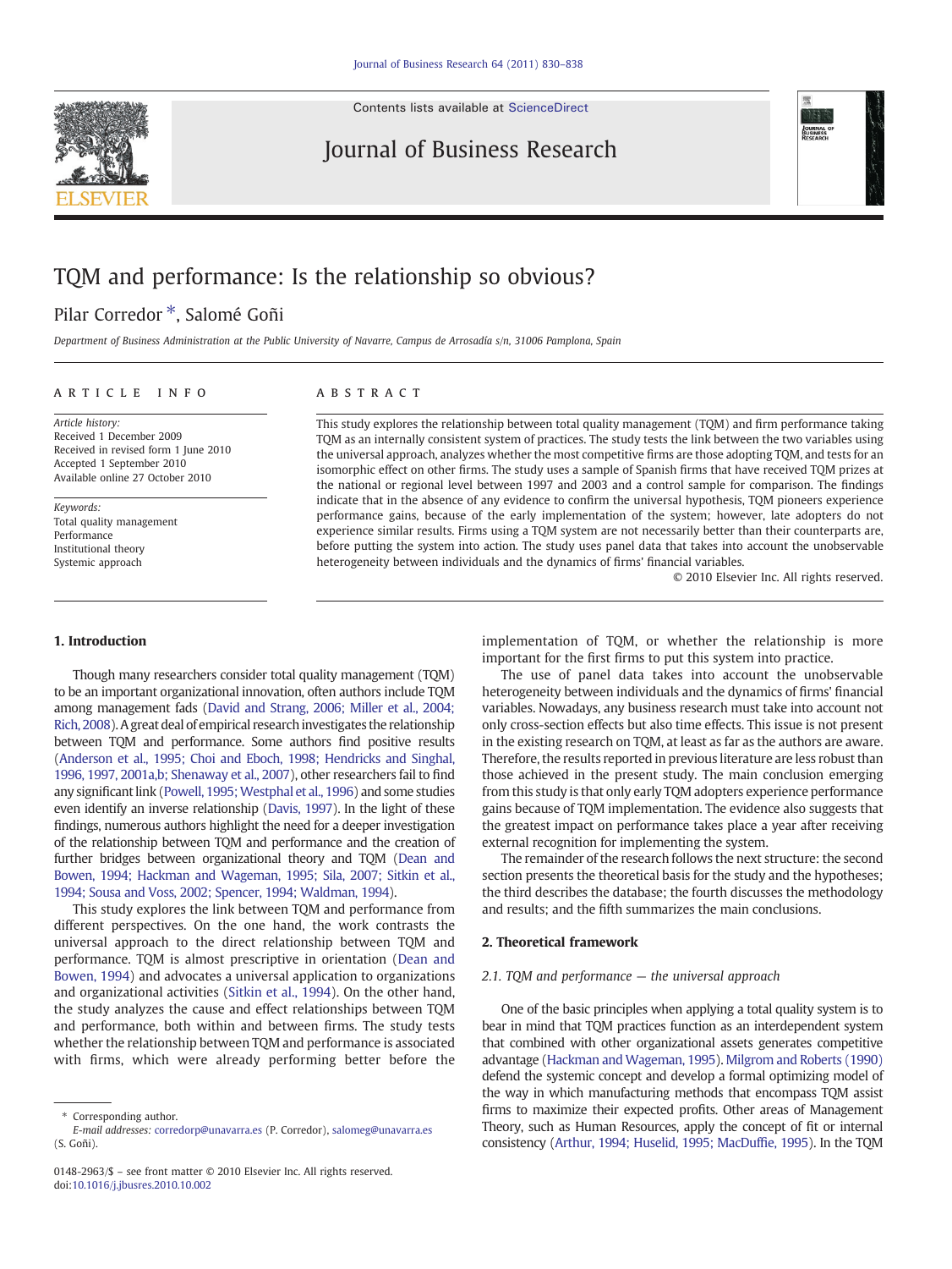# TQM and performance: Is the relationship so obvious?

Pilar Corredor *, Salomé Goñi

*Department of Business Administration at the Public University of Navarre, Campus de Arrosadía s/n, 31006 Pamplona, Spain*

## ARTICLE INFO

*Article history:*
Received 1 December 2009
Received in revised form 1 June 2010
Accepted 1 September 2010
Available online 27 October 2010

*Keywords:*
Total quality management
Performance
Institutional theory
Systemic approach

## ABSTRACT

This study explores the relationship between total quality management (TQM) and firm performance taking TQM as an internally consistent system of practices. The study tests the link between the two variables using the universal approach, analyzes whether the most competitive firms are those adopting TQM, and tests for an isomorphic effect on other firms. The study uses a sample of Spanish firms that have received TQM prizes at the national or regional level between 1997 and 2003 and a control sample for comparison. The findings indicate that in the absence of any evidence to confirm the universal hypothesis, TQM pioneers experience performance gains, because of the early implementation of the system; however, late adopters do not experience similar results. Firms using a TQM system are not necessarily better than their counterparts are, before putting the system into action. The study uses panel data that takes into account the unobservable heterogeneity between individuals and the dynamics of firms' financial variables.

© 2010 Elsevier Inc. All rights reserved.

## 1. Introduction

Though many researchers consider total quality management (TQM) to be an important organizational innovation, often authors include TQM among management fads (David and Strang, 2006; Miller et al., 2004; Rich, 2008). A great deal of empirical research investigates the relationship between TQM and performance. Some authors find positive results (Anderson et al., 1995; Choi and Eboch, 1998; Hendricks and Singhal, 1996, 1997, 2001a,b; Shenaway et al., 2007), other researchers fail to find any significant link (Powell, 1995; Westphal et al., 1996) and some studies even identify an inverse relationship (Davis, 1997). In the light of these findings, numerous authors highlight the need for a deeper investigation of the relationship between TQM and performance and the creation of further bridges between organizational theory and TQM (Dean and Bowen, 1994; Hackman and Wageman, 1995; Sila, 2007; Sitkin et al., 1994; Sousa and Voss, 2002; Spencer, 1994; Waldman, 1994).

This study explores the link between TQM and performance from different perspectives. On the one hand, the work contrasts the universal approach to the direct relationship between TQM and performance. TQM is almost prescriptive in orientation (Dean and Bowen, 1994) and advocates a universal application to organizations and organizational activities (Sitkin et al., 1994). On the other hand, the study analyzes the cause and effect relationships between TQM and performance, both within and between firms. The study tests whether the relationship between TQM and performance is associated with firms, which were already performing better before the implementation of TQM, or whether the relationship is more important for the first firms to put this system into practice.

The use of panel data takes into account the unobservable heterogeneity between individuals and the dynamics of firms' financial variables. Nowadays, any business research must take into account not only cross-section effects but also time effects. This issue is not present in the existing research on TQM, at least as far as the authors are aware. Therefore, the results reported in previous literature are less robust than those achieved in the present study. The main conclusion emerging from this study is that only early TQM adopters experience performance gains because of TQM implementation. The evidence also suggests that the greatest impact on performance takes place a year after receiving external recognition for implementing the system.

The remainder of the research follows the next structure: the second section presents the theoretical basis for the study and the hypotheses; the third describes the database; the fourth discusses the methodology and results; and the fifth summarizes the main conclusions.

## 2. Theoretical framework

### 2.1. TQM and performance — the universal approach

One of the basic principles when applying a total quality system is to bear in mind that TQM practices function as an interdependent system that combined with other organizational assets generates competitive advantage (Hackman and Wageman, 1995). Milgrom and Roberts (1990) defend the systemic concept and develop a formal optimizing model of the way in which manufacturing methods that encompass TQM assist firms to maximize their expected profits. Other areas of Management Theory, such as Human Resources, apply the concept of fit or internal consistency (Arthur, 1994; Huselid, 1995; MacDuffie, 1995). In the TQM

* Corresponding author.
*E-mail addresses:* corredorp@unavarra.es (P. Corredor), salomeg@unavarra.es (S. Goñi).

0148-2963/$ – see front matter © 2010 Elsevier Inc. All rights reserved.
doi:10.1016/j.jbusres.2010.10.002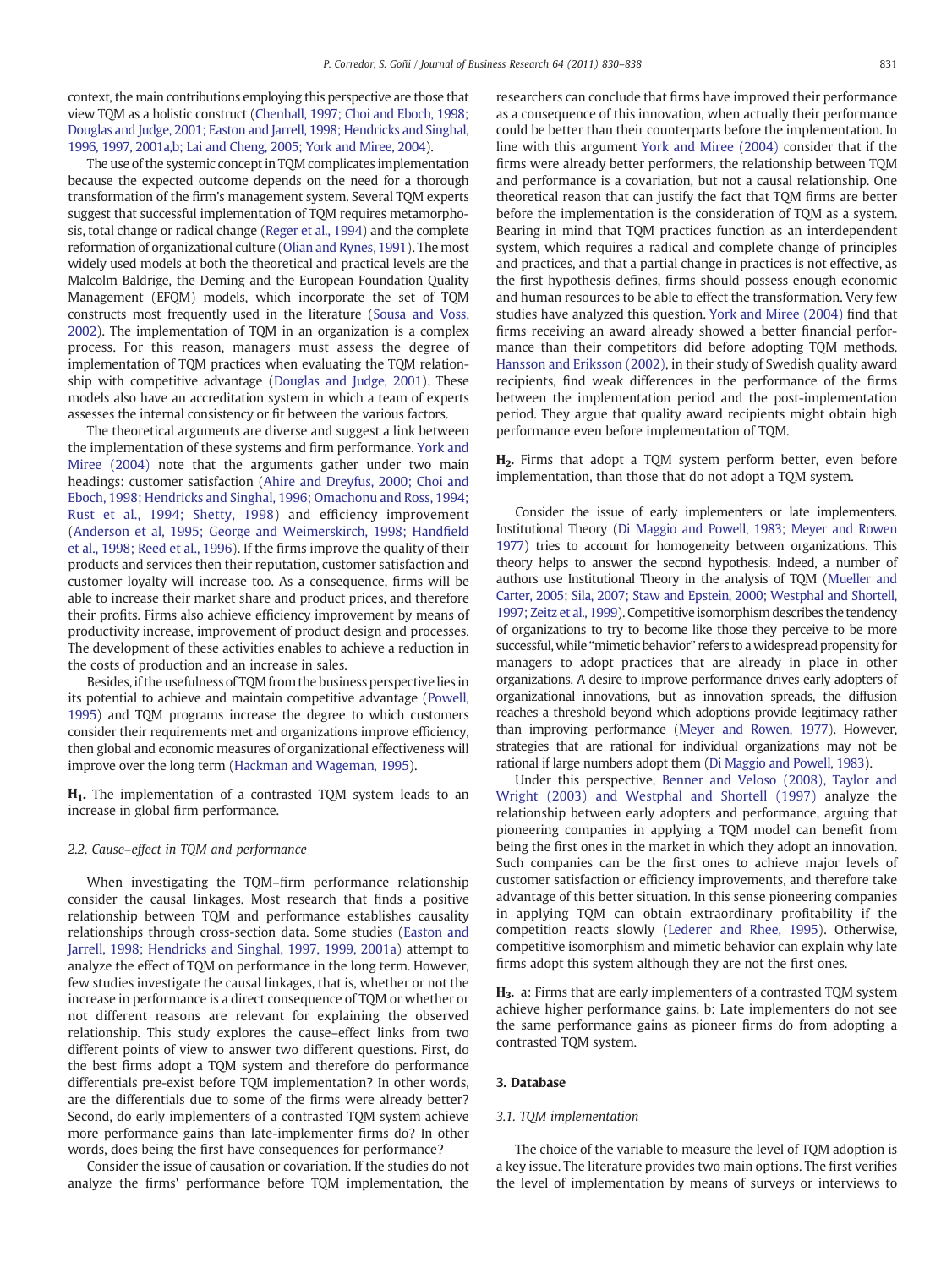context, the main contributions employing this perspective are those that view TQM as a holistic construct (Chenhall, 1997; Choi and Eboch, 1998; Douglas and Judge, 2001; Easton and Jarrell, 1998; Hendricks and Singhal, 1996, 1997, 2001a,b; Lai and Cheng, 2005; York and Miree, 2004).

The use of the systemic concept in TQM complicates implementation because the expected outcome depends on the need for a thorough transformation of the firm's management system. Several TQM experts suggest that successful implementation of TQM requires metamorphosis, total change or radical change (Reger et al., 1994) and the complete reformation of organizational culture (Olian and Rynes, 1991). The most widely used models at both the theoretical and practical levels are the Malcolm Baldrige, the Deming and the European Foundation Quality Management (EFQM) models, which incorporate the set of TQM constructs most frequently used in the literature (Sousa and Voss, 2002). The implementation of TQM in an organization is a complex process. For this reason, managers must assess the degree of implementation of TQM practices when evaluating the TQM relationship with competitive advantage (Douglas and Judge, 2001). These models also have an accreditation system in which a team of experts assesses the internal consistency or fit between the various factors.

The theoretical arguments are diverse and suggest a link between the implementation of these systems and firm performance. York and Miree (2004) note that the arguments gather under two main headings: customer satisfaction (Ahire and Dreyfus, 2000; Choi and Eboch, 1998; Hendricks and Singhal, 1996; Omachonu and Ross, 1994; Rust et al., 1994; Shetty, 1998) and efficiency improvement (Anderson et al, 1995; George and Weimerskirch, 1998; Handfield et al., 1998; Reed et al., 1996). If the firms improve the quality of their products and services then their reputation, customer satisfaction and customer loyalty will increase too. As a consequence, firms will be able to increase their market share and product prices, and therefore their profits. Firms also achieve efficiency improvement by means of productivity increase, improvement of product design and processes. The development of these activities enables to achieve a reduction in the costs of production and an increase in sales.

Besides, if the usefulness of TQM from the business perspective lies in its potential to achieve and maintain competitive advantage (Powell, 1995) and TQM programs increase the degree to which customers consider their requirements met and organizations improve efficiency, then global and economic measures of organizational effectiveness will improve over the long term (Hackman and Wageman, 1995).

**H₁.** The implementation of a contrasted TQM system leads to an increase in global firm performance.

### 2.2. Cause–effect in TQM and performance

When investigating the TQM–firm performance relationship consider the causal linkages. Most research that finds a positive relationship between TQM and performance establishes causality relationships through cross-section data. Some studies (Easton and Jarrell, 1998; Hendricks and Singhal, 1997, 1999, 2001a) attempt to analyze the effect of TQM on performance in the long term. However, few studies investigate the causal linkages, that is, whether or not the increase in performance is a direct consequence of TQM or whether or not different reasons are relevant for explaining the observed relationship. This study explores the cause–effect links from two different points of view to answer two different questions. First, do the best firms adopt a TQM system and therefore do performance differentials pre-exist before TQM implementation? In other words, are the differentials due to some of the firms were already better? Second, do early implementers of a contrasted TQM system achieve more performance gains than late-implementer firms do? In other words, does being the first have consequences for performance?

Consider the issue of causation or covariation. If the studies do not analyze the firms' performance before TQM implementation, the researchers can conclude that firms have improved their performance as a consequence of this innovation, when actually their performance could be better than their counterparts before the implementation. In line with this argument York and Miree (2004) consider that if the firms were already better performers, the relationship between TQM and performance is a covariation, but not a causal relationship. One theoretical reason that can justify the fact that TQM firms are better before the implementation is the consideration of TQM as a system. Bearing in mind that TQM practices function as an interdependent system, which requires a radical and complete change of principles and practices, and that a partial change in practices is not effective, as the first hypothesis defines, firms should possess enough economic and human resources to be able to effect the transformation. Very few studies have analyzed this question. York and Miree (2004) find that firms receiving an award already showed a better financial performance than their competitors did before adopting TQM methods. Hansson and Eriksson (2002), in their study of Swedish quality award recipients, find weak differences in the performance of the firms between the implementation period and the post-implementation period. They argue that quality award recipients might obtain high performance even before implementation of TQM.

**H₂.** Firms that adopt a TQM system perform better, even before implementation, than those that do not adopt a TQM system.

Consider the issue of early implementers or late implementers. Institutional Theory (Di Maggio and Powell, 1983; Meyer and Rowen 1977) tries to account for homogeneity between organizations. This theory helps to answer the second hypothesis. Indeed, a number of authors use Institutional Theory in the analysis of TQM (Mueller and Carter, 2005; Sila, 2007; Staw and Epstein, 2000; Westphal and Shortell, 1997; Zeitz et al., 1999). Competitive isomorphism describes the tendency of organizations to try to become like those they perceive to be more successful, while "mimetic behavior" refers to a widespread propensity for managers to adopt practices that are already in place in other organizations. A desire to improve performance drives early adopters of organizational innovations, but as innovation spreads, the diffusion reaches a threshold beyond which adoptions provide legitimacy rather than improving performance (Meyer and Rowen, 1977). However, strategies that are rational for individual organizations may not be rational if large numbers adopt them (Di Maggio and Powell, 1983).

Under this perspective, Benner and Veloso (2008), Taylor and Wright (2003) and Westphal and Shortell (1997) analyze the relationship between early adopters and performance, arguing that pioneering companies in applying a TQM model can benefit from being the first ones in the market in which they adopt an innovation. Such companies can be the first ones to achieve major levels of customer satisfaction or efficiency improvements, and therefore take advantage of this better situation. In this sense pioneering companies in applying TQM can obtain extraordinary profitability if the competition reacts slowly (Lederer and Rhee, 1995). Otherwise, competitive isomorphism and mimetic behavior can explain why late firms adopt this system although they are not the first ones.

**H₃.** a: Firms that are early implementers of a contrasted TQM system achieve higher performance gains. b: Late implementers do not see the same performance gains as pioneer firms do from adopting a contrasted TQM system.

## 3. Database

### 3.1. TQM implementation

The choice of the variable to measure the level of TQM adoption is a key issue. The literature provides two main options. The first verifies the level of implementation by means of surveys or interviews to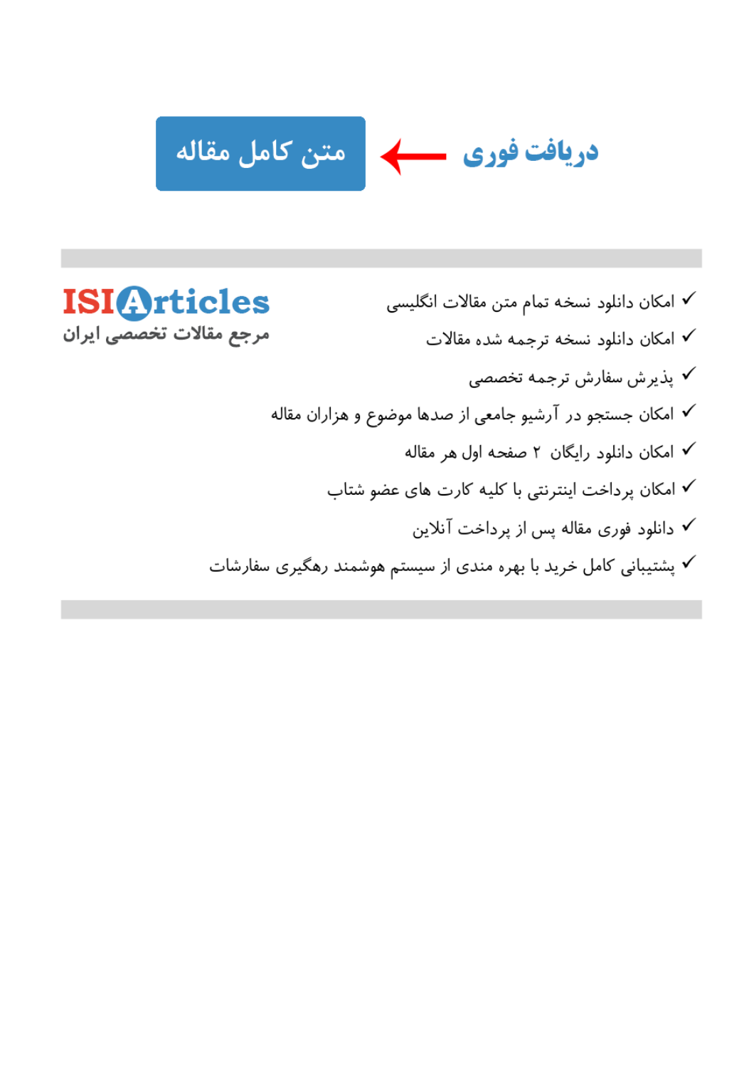دریافت فوری ← متن کامل مقاله

**ISIArticles**
مرجع مقالات تخصصی ایران

- ✓ امکان دانلود نسخه تمام متن مقالات انگلیسی
- ✓ امکان دانلود نسخه ترجمه شده مقالات
- ✓ پذیرش سفارش ترجمه تخصصی
- ✓ امکان جستجو در آرشیو جامعی از صدها موضوع و هزاران مقاله
- ✓ امکان دانلود رایگان ۲ صفحه اول هر مقاله
- ✓ امکان پرداخت اینترنتی با کلیه کارت های عضو شتاب
- ✓ دانلود فوری مقاله پس از پرداخت آنلاین
- ✓ پشتیبانی کامل خرید با بهره مندی از سیستم هوشمند رهگیری سفارشات